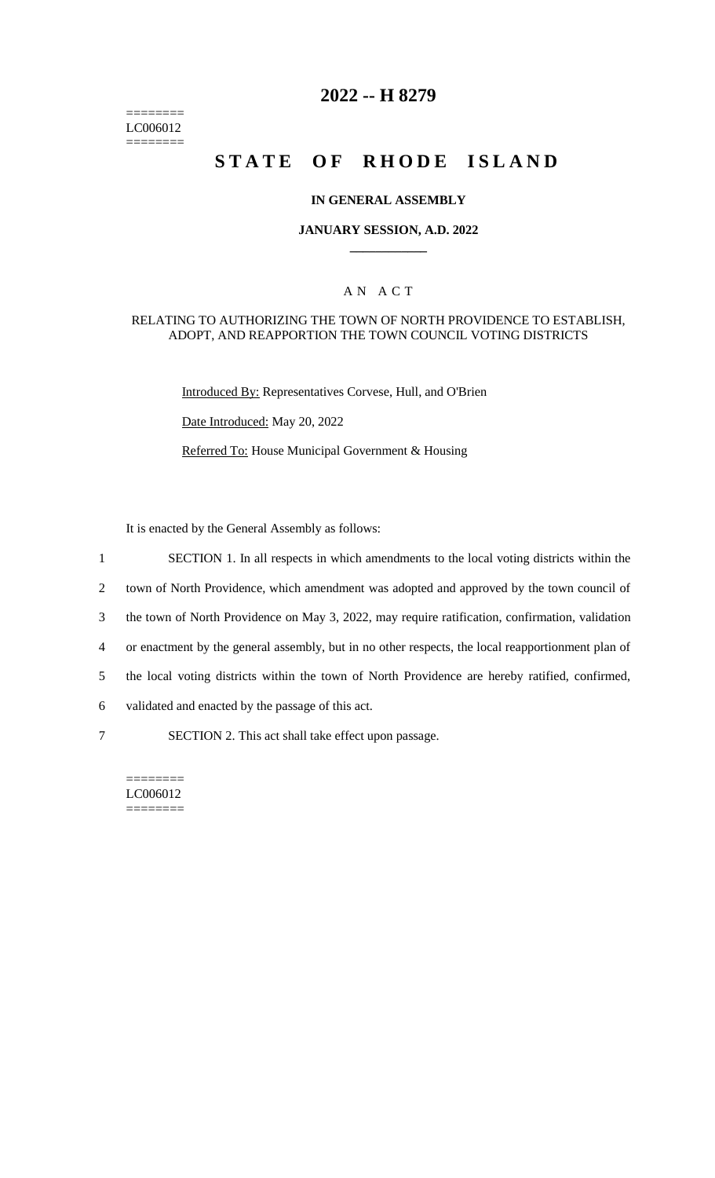========
LC006012
========

# 2022 -- H 8279

# STATE OF RHODE ISLAND

### IN GENERAL ASSEMBLY

### JANUARY SESSION, A.D. 2022

____________

### A N A C T

RELATING TO AUTHORIZING THE TOWN OF NORTH PROVIDENCE TO ESTABLISH, ADOPT, AND REAPPORTION THE TOWN COUNCIL VOTING DISTRICTS

Introduced By: Representatives Corvese, Hull, and O'Brien

Date Introduced: May 20, 2022

Referred To: House Municipal Government & Housing

It is enacted by the General Assembly as follows:

1 SECTION 1. In all respects in which amendments to the local voting districts within the
2 town of North Providence, which amendment was adopted and approved by the town council of
3 the town of North Providence on May 3, 2022, may require ratification, confirmation, validation
4 or enactment by the general assembly, but in no other respects, the local reapportionment plan of
5 the local voting districts within the town of North Providence are hereby ratified, confirmed,
6 validated and enacted by the passage of this act.

7 SECTION 2. This act shall take effect upon passage.

========
LC006012
========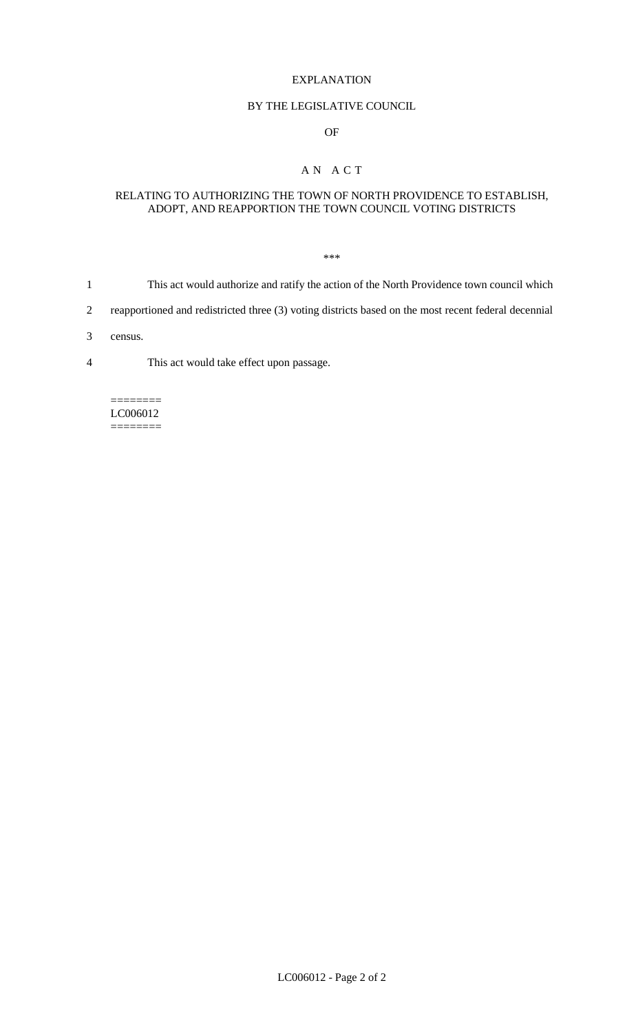EXPLANATION

BY THE LEGISLATIVE COUNCIL

OF

# A N A C T

RELATING TO AUTHORIZING THE TOWN OF NORTH PROVIDENCE TO ESTABLISH, ADOPT, AND REAPPORTION THE TOWN COUNCIL VOTING DISTRICTS

\*\*\*

1 This act would authorize and ratify the action of the North Providence town council which
2 reapportioned and redistricted three (3) voting districts based on the most recent federal decennial
3 census.
4 This act would take effect upon passage.

========
LC006012
========